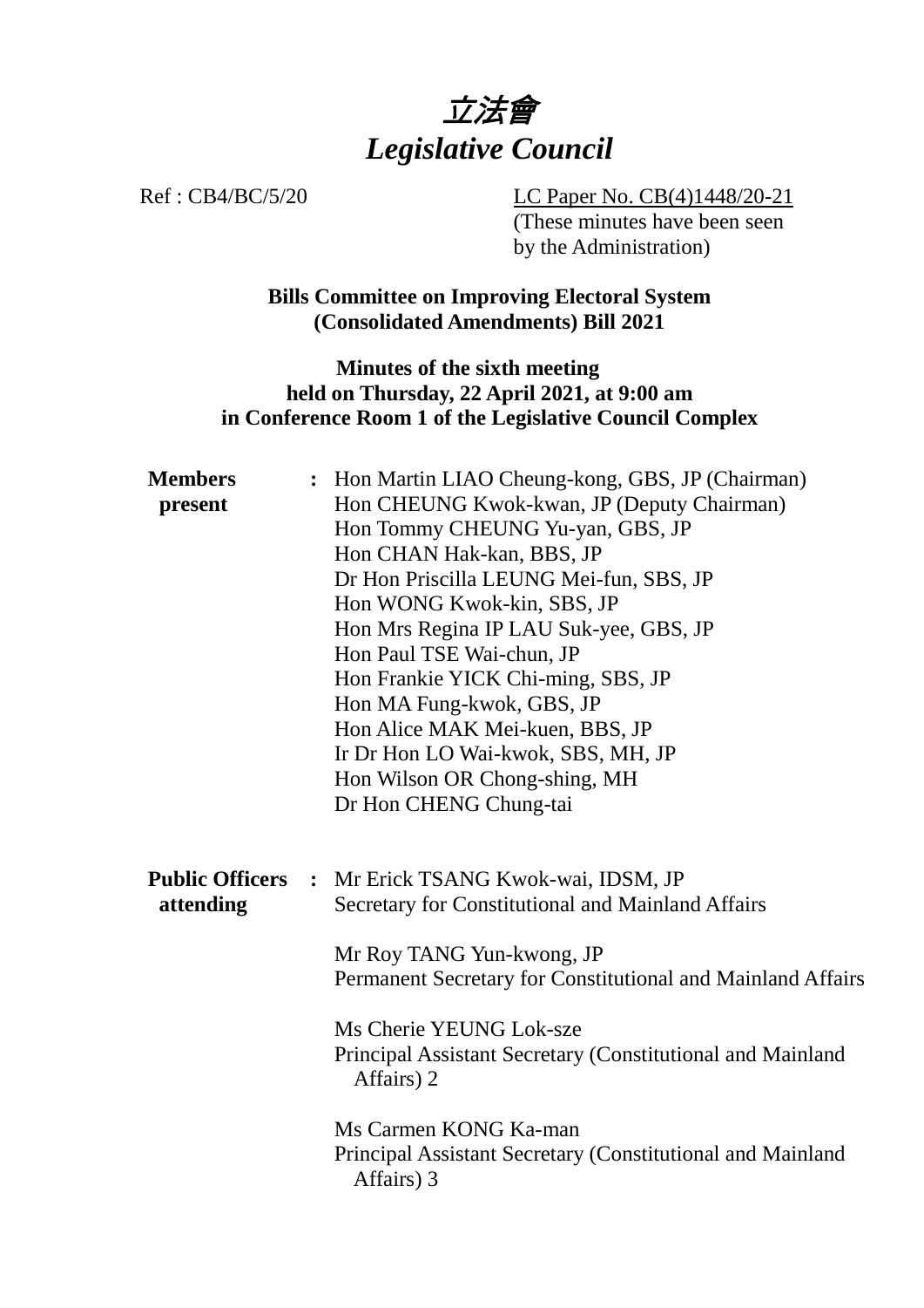# 立法會
# *Legislative Council*

Ref : CB4/BC/5/20

LC Paper No. CB(4)1448/20-21
(These minutes have been seen by the Administration)

**Bills Committee on Improving Electoral System (Consolidated Amendments) Bill 2021**

**Minutes of the sixth meeting held on Thursday, 22 April 2021, at 9:00 am in Conference Room 1 of the Legislative Council Complex**

**Members present** :

Hon Martin LIAO Cheung-kong, GBS, JP (Chairman)
Hon CHEUNG Kwok-kwan, JP (Deputy Chairman)
Hon Tommy CHEUNG Yu-yan, GBS, JP
Hon CHAN Hak-kan, BBS, JP
Dr Hon Priscilla LEUNG Mei-fun, SBS, JP
Hon WONG Kwok-kin, SBS, JP
Hon Mrs Regina IP LAU Suk-yee, GBS, JP
Hon Paul TSE Wai-chun, JP
Hon Frankie YICK Chi-ming, SBS, JP
Hon MA Fung-kwok, GBS, JP
Hon Alice MAK Mei-kuen, BBS, JP
Ir Dr Hon LO Wai-kwok, SBS, MH, JP
Hon Wilson OR Chong-shing, MH
Dr Hon CHENG Chung-tai

**Public Officers attending** :

Mr Erick TSANG Kwok-wai, IDSM, JP
Secretary for Constitutional and Mainland Affairs

Mr Roy TANG Yun-kwong, JP
Permanent Secretary for Constitutional and Mainland Affairs

Ms Cherie YEUNG Lok-sze
Principal Assistant Secretary (Constitutional and Mainland Affairs) 2

Ms Carmen KONG Ka-man
Principal Assistant Secretary (Constitutional and Mainland Affairs) 3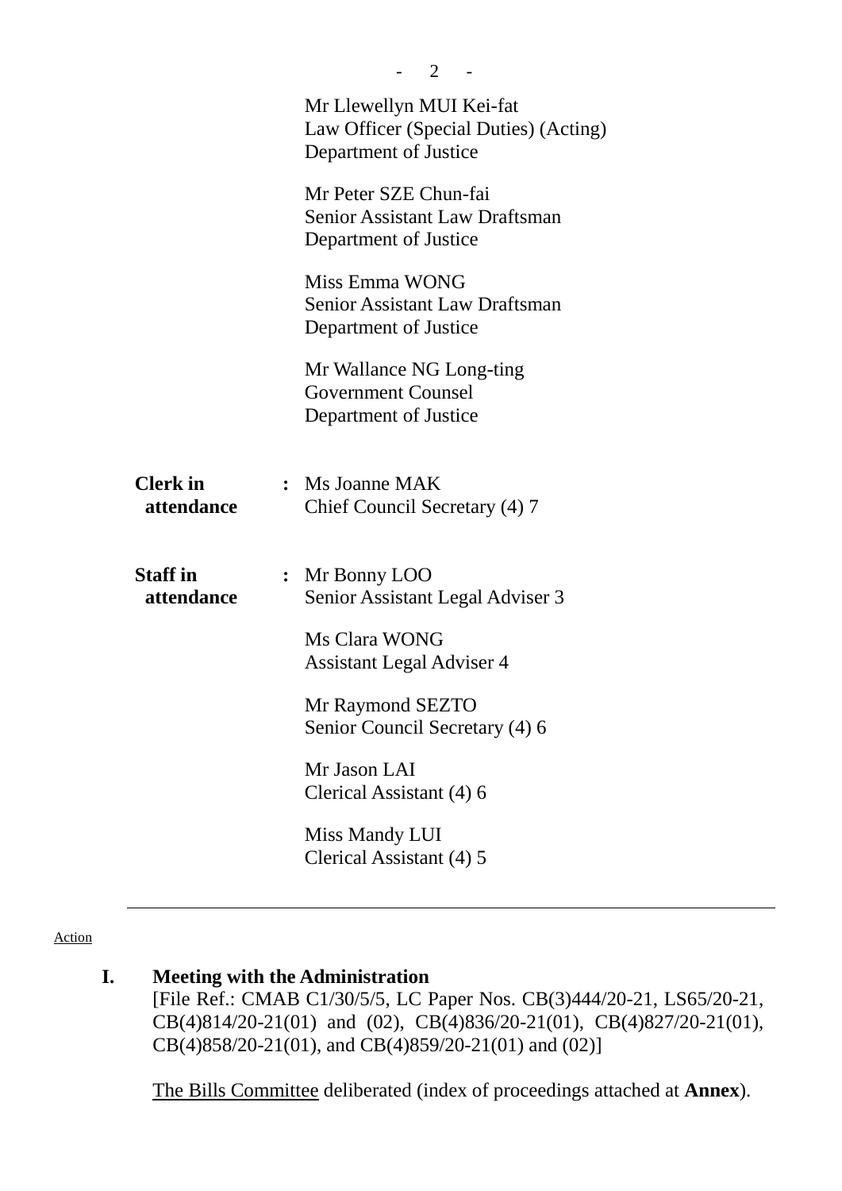Mr Llewellyn MUI Kei-fat
Law Officer (Special Duties) (Acting)
Department of Justice

Mr Peter SZE Chun-fai
Senior Assistant Law Draftsman
Department of Justice

Miss Emma WONG
Senior Assistant Law Draftsman
Department of Justice

Mr Wallance NG Long-ting
Government Counsel
Department of Justice

**Clerk in attendance** : Ms Joanne MAK
Chief Council Secretary (4) 7

**Staff in attendance** : Mr Bonny LOO
Senior Assistant Legal Adviser 3

Ms Clara WONG
Assistant Legal Adviser 4

Mr Raymond SEZTO
Senior Council Secretary (4) 6

Mr Jason LAI
Clerical Assistant (4) 6

Miss Mandy LUI
Clerical Assistant (4) 5

---

Action

## I. Meeting with the Administration

[File Ref.: CMAB C1/30/5/5, LC Paper Nos. CB(3)444/20-21, LS65/20-21, CB(4)814/20-21(01) and (02), CB(4)836/20-21(01), CB(4)827/20-21(01), CB(4)858/20-21(01), and CB(4)859/20-21(01) and (02)]

The Bills Committee deliberated (index of proceedings attached at **Annex**).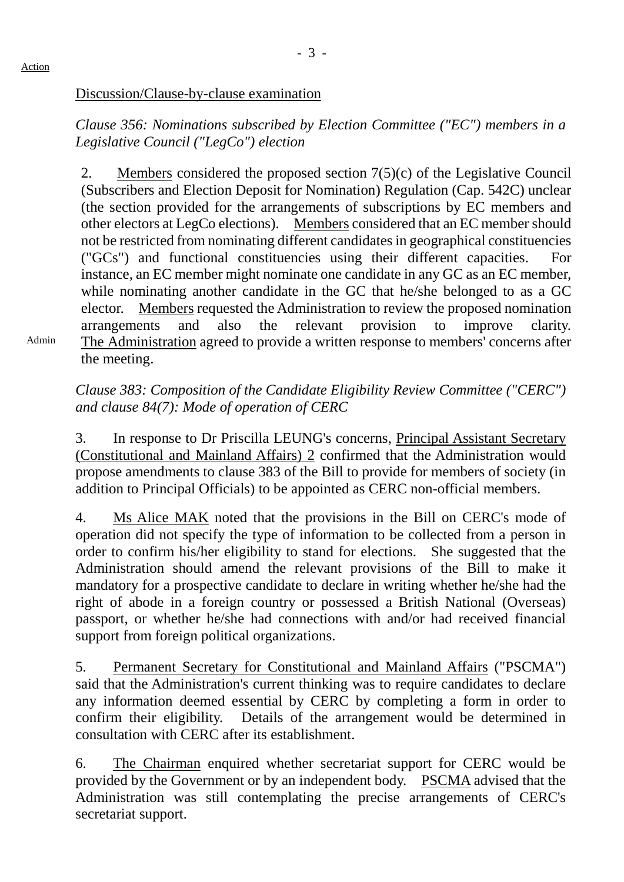Action

Discussion/Clause-by-clause examination

*Clause 356: Nominations subscribed by Election Committee ("EC") members in a Legislative Council ("LegCo") election*

2. Members considered the proposed section 7(5)(c) of the Legislative Council (Subscribers and Election Deposit for Nomination) Regulation (Cap. 542C) unclear (the section provided for the arrangements of subscriptions by EC members and other electors at LegCo elections). Members considered that an EC member should not be restricted from nominating different candidates in geographical constituencies ("GCs") and functional constituencies using their different capacities. For instance, an EC member might nominate one candidate in any GC as an EC member, while nominating another candidate in the GC that he/she belonged to as a GC elector. Members requested the Administration to review the proposed nomination arrangements and also the relevant provision to improve clarity. The Administration agreed to provide a written response to members' concerns after the meeting.

Admin

*Clause 383: Composition of the Candidate Eligibility Review Committee ("CERC") and clause 84(7): Mode of operation of CERC*

3. In response to Dr Priscilla LEUNG's concerns, Principal Assistant Secretary (Constitutional and Mainland Affairs) 2 confirmed that the Administration would propose amendments to clause 383 of the Bill to provide for members of society (in addition to Principal Officials) to be appointed as CERC non-official members.

4. Ms Alice MAK noted that the provisions in the Bill on CERC's mode of operation did not specify the type of information to be collected from a person in order to confirm his/her eligibility to stand for elections. She suggested that the Administration should amend the relevant provisions of the Bill to make it mandatory for a prospective candidate to declare in writing whether he/she had the right of abode in a foreign country or possessed a British National (Overseas) passport, or whether he/she had connections with and/or had received financial support from foreign political organizations.

5. Permanent Secretary for Constitutional and Mainland Affairs ("PSCMA") said that the Administration's current thinking was to require candidates to declare any information deemed essential by CERC by completing a form in order to confirm their eligibility. Details of the arrangement would be determined in consultation with CERC after its establishment.

6. The Chairman enquired whether secretariat support for CERC would be provided by the Government or by an independent body. PSCMA advised that the Administration was still contemplating the precise arrangements of CERC's secretariat support.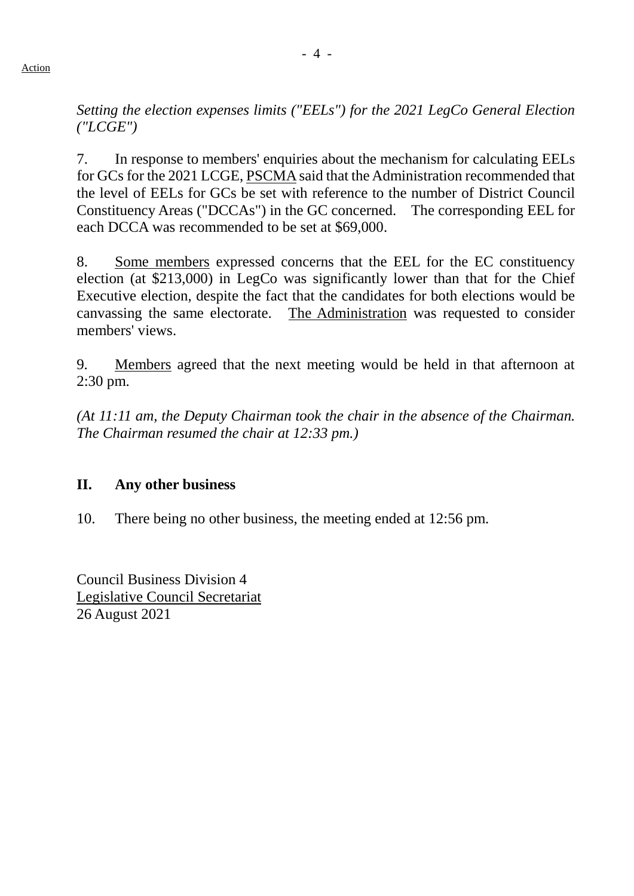Action

*Setting the election expenses limits ("EELs") for the 2021 LegCo General Election ("LCGE")*

7. In response to members' enquiries about the mechanism for calculating EELs for GCs for the 2021 LCGE, PSCMA said that the Administration recommended that the level of EELs for GCs be set with reference to the number of District Council Constituency Areas ("DCCAs") in the GC concerned. The corresponding EEL for each DCCA was recommended to be set at $69,000.

8. Some members expressed concerns that the EEL for the EC constituency election (at $213,000) in LegCo was significantly lower than that for the Chief Executive election, despite the fact that the candidates for both elections would be canvassing the same electorate. The Administration was requested to consider members' views.

9. Members agreed that the next meeting would be held in that afternoon at 2:30 pm.

*(At 11:11 am, the Deputy Chairman took the chair in the absence of the Chairman. The Chairman resumed the chair at 12:33 pm.)*

## II. Any other business

10. There being no other business, the meeting ended at 12:56 pm.

Council Business Division 4
Legislative Council Secretariat
26 August 2021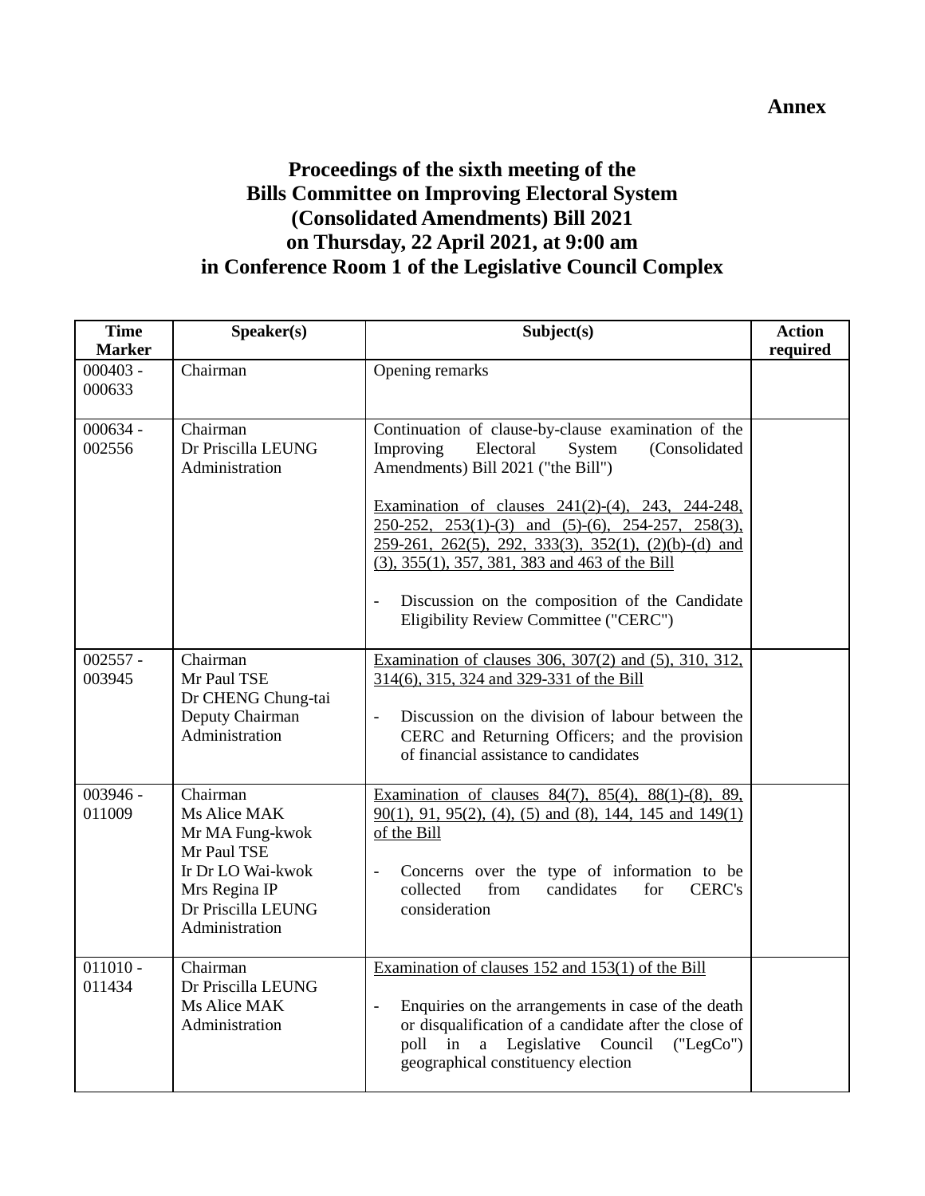**Annex**

# Proceedings of the sixth meeting of the Bills Committee on Improving Electoral System (Consolidated Amendments) Bill 2021 on Thursday, 22 April 2021, at 9:00 am in Conference Room 1 of the Legislative Council Complex

| Time Marker | Speaker(s) | Subject(s) | Action required |
|---|---|---|---|
| 000403 - 000633 | Chairman | Opening remarks | |
| 000634 - 002556 | Chairman<br>Dr Priscilla LEUNG<br>Administration | Continuation of clause-by-clause examination of the Improving Electoral System (Consolidated Amendments) Bill 2021 ("the Bill")<br><br><u>Examination of clauses 241(2)-(4), 243, 244-248, 250-252, 253(1)-(3) and (5)-(6), 254-257, 258(3), 259-261, 262(5), 292, 333(3), 352(1), (2)(b)-(d) and (3), 355(1), 357, 381, 383 and 463 of the Bill</u><br><br>- Discussion on the composition of the Candidate Eligibility Review Committee ("CERC") | |
| 002557 - 003945 | Chairman<br>Mr Paul TSE<br>Dr CHENG Chung-tai<br>Deputy Chairman<br>Administration | <u>Examination of clauses 306, 307(2) and (5), 310, 312, 314(6), 315, 324 and 329-331 of the Bill</u><br><br>- Discussion on the division of labour between the CERC and Returning Officers; and the provision of financial assistance to candidates | |
| 003946 - 011009 | Chairman<br>Ms Alice MAK<br>Mr MA Fung-kwok<br>Mr Paul TSE<br>Ir Dr LO Wai-kwok<br>Mrs Regina IP<br>Dr Priscilla LEUNG<br>Administration | <u>Examination of clauses 84(7), 85(4), 88(1)-(8), 89, 90(1), 91, 95(2), (4), (5) and (8), 144, 145 and 149(1) of the Bill</u><br><br>- Concerns over the type of information to be collected from candidates for CERC's consideration | |
| 011010 - 011434 | Chairman<br>Dr Priscilla LEUNG<br>Ms Alice MAK<br>Administration | <u>Examination of clauses 152 and 153(1) of the Bill</u><br><br>- Enquiries on the arrangements in case of the death or disqualification of a candidate after the close of poll in a Legislative Council ("LegCo") geographical constituency election | |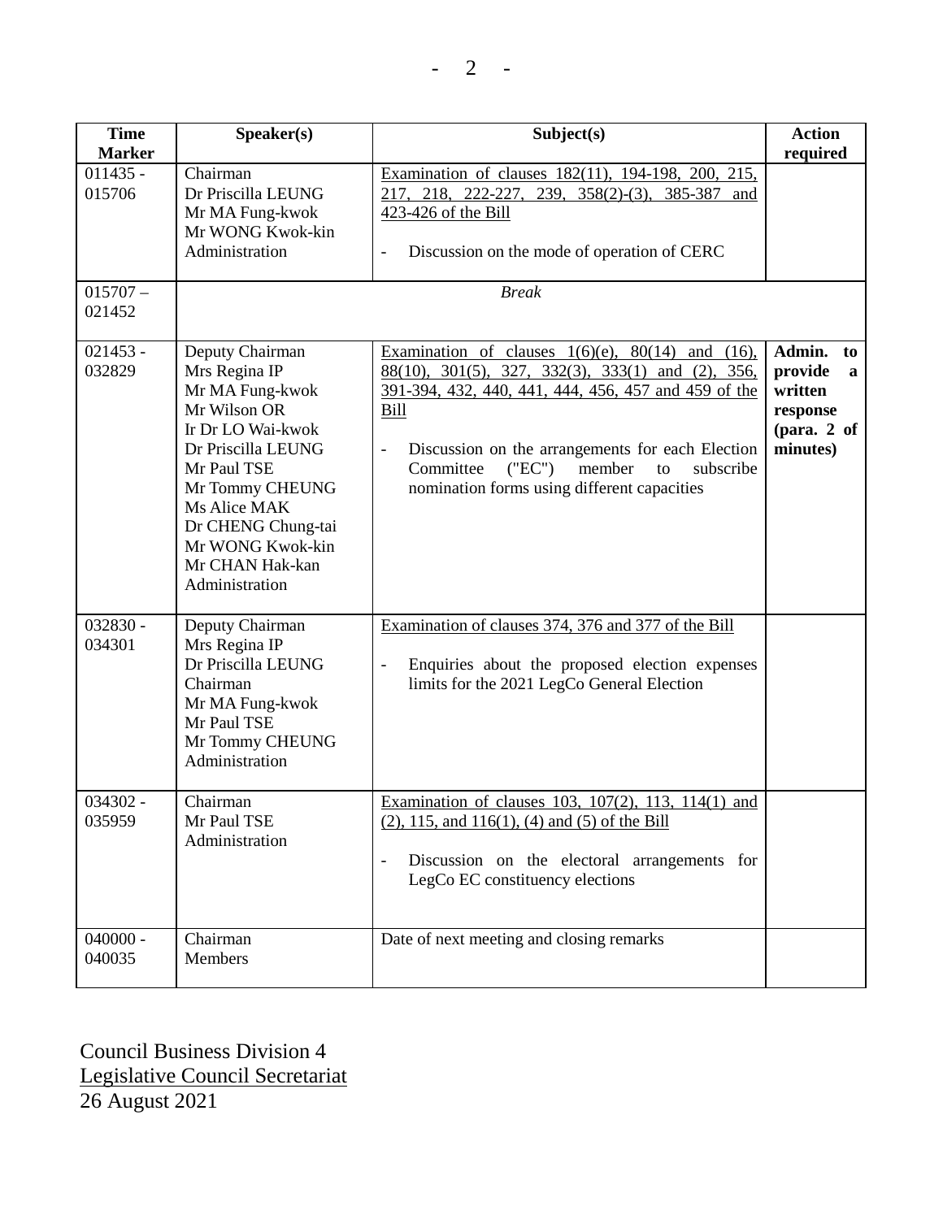| Time Marker | Speaker(s) | Subject(s) | Action required |
|---|---|---|---|
| 011435 - 015706 | Chairman<br>Dr Priscilla LEUNG<br>Mr MA Fung-kwok<br>Mr WONG Kwok-kin<br>Administration | Examination of clauses 182(11), 194-198, 200, 215, 217, 218, 222-227, 239, 358(2)-(3), 385-387 and 423-426 of the Bill<br><br>- Discussion on the mode of operation of CERC | |
| 015707 – 021452 | | *Break* | |
| 021453 - 032829 | Deputy Chairman<br>Mrs Regina IP<br>Mr MA Fung-kwok<br>Mr Wilson OR<br>Ir Dr LO Wai-kwok<br>Dr Priscilla LEUNG<br>Mr Paul TSE<br>Mr Tommy CHEUNG<br>Ms Alice MAK<br>Dr CHENG Chung-tai<br>Mr WONG Kwok-kin<br>Mr CHAN Hak-kan<br>Administration | Examination of clauses 1(6)(e), 80(14) and (16), 88(10), 301(5), 327, 332(3), 333(1) and (2), 356, 391-394, 432, 440, 441, 444, 456, 457 and 459 of the Bill<br><br>- Discussion on the arrangements for each Election Committee ("EC") member to subscribe nomination forms using different capacities | **Admin. to provide a written response (para. 2 of minutes)** |
| 032830 - 034301 | Deputy Chairman<br>Mrs Regina IP<br>Dr Priscilla LEUNG<br>Chairman<br>Mr MA Fung-kwok<br>Mr Paul TSE<br>Mr Tommy CHEUNG<br>Administration | Examination of clauses 374, 376 and 377 of the Bill<br><br>- Enquiries about the proposed election expenses limits for the 2021 LegCo General Election | |
| 034302 - 035959 | Chairman<br>Mr Paul TSE<br>Administration | Examination of clauses 103, 107(2), 113, 114(1) and (2), 115, and 116(1), (4) and (5) of the Bill<br><br>- Discussion on the electoral arrangements for LegCo EC constituency elections | |
| 040000 - 040035 | Chairman<br>Members | Date of next meeting and closing remarks | |

Council Business Division 4
Legislative Council Secretariat
26 August 2021